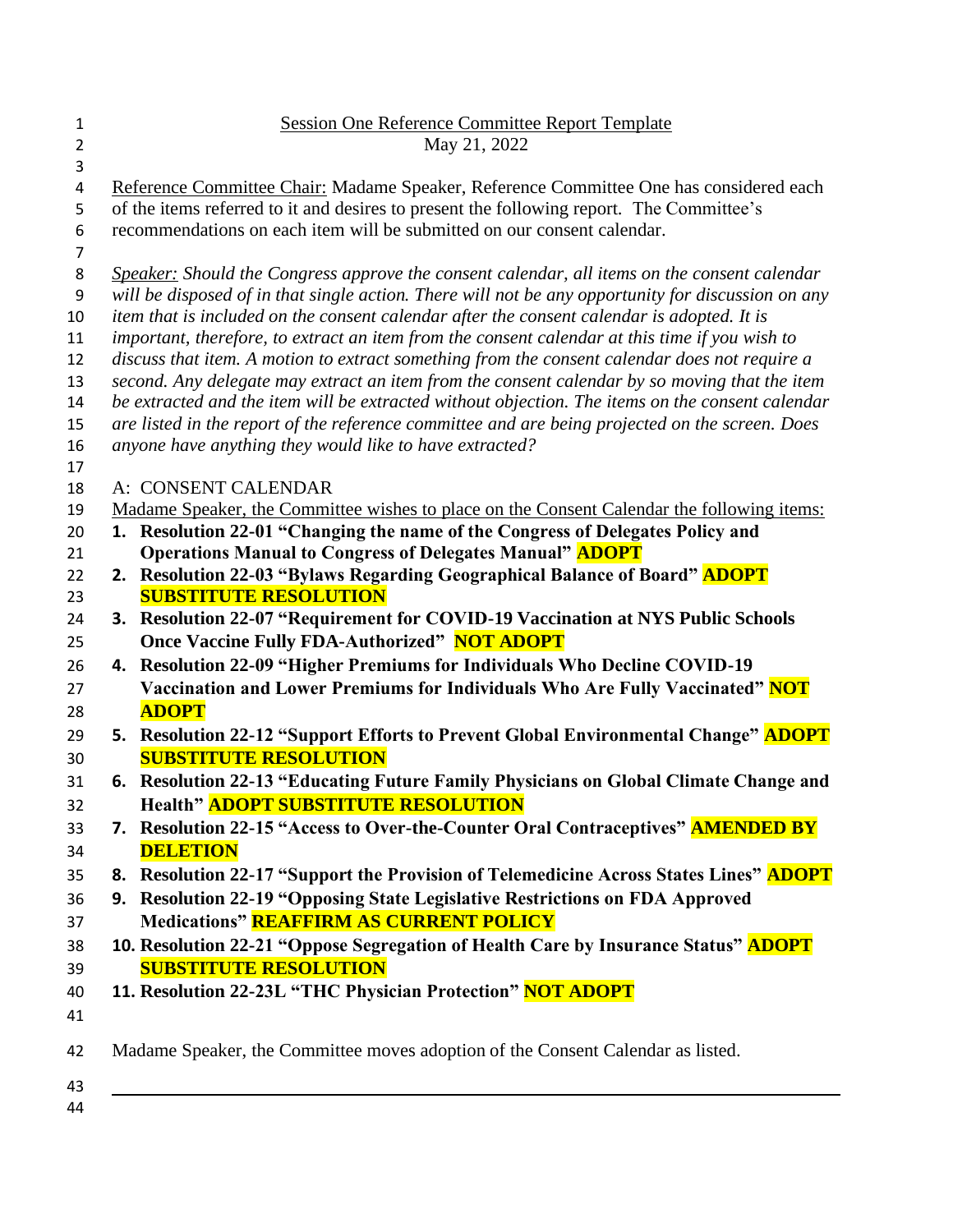Session One Reference Committee Report Template

May 21, 2022

Reference Committee Chair: Madame Speaker, Reference Committee One has considered each of the items referred to it and desires to present the following report. The Committee's recommendations on each item will be submitted on our consent calendar.

*Speaker: Should the Congress approve the consent calendar, all items on the consent calendar will be disposed of in that single action. There will not be any opportunity for discussion on any item that is included on the consent calendar after the consent calendar is adopted. It is important, therefore, to extract an item from the consent calendar at this time if you wish to discuss that item. A motion to extract something from the consent calendar does not require a second. Any delegate may extract an item from the consent calendar by so moving that the item be extracted and the item will be extracted without objection. The items on the consent calendar are listed in the report of the reference committee and are being projected on the screen. Does anyone have anything they would like to have extracted?*

A: CONSENT CALENDAR

Madame Speaker, the Committee wishes to place on the Consent Calendar the following items:

1. **Resolution 22-01 "Changing the name of the Congress of Delegates Policy and Operations Manual to Congress of Delegates Manual" ADOPT**
2. **Resolution 22-03 "Bylaws Regarding Geographical Balance of Board" ADOPT SUBSTITUTE RESOLUTION**
3. **Resolution 22-07 "Requirement for COVID-19 Vaccination at NYS Public Schools Once Vaccine Fully FDA-Authorized" NOT ADOPT**
4. **Resolution 22-09 "Higher Premiums for Individuals Who Decline COVID-19 Vaccination and Lower Premiums for Individuals Who Are Fully Vaccinated" NOT ADOPT**
5. **Resolution 22-12 "Support Efforts to Prevent Global Environmental Change" ADOPT SUBSTITUTE RESOLUTION**
6. **Resolution 22-13 "Educating Future Family Physicians on Global Climate Change and Health" ADOPT SUBSTITUTE RESOLUTION**
7. **Resolution 22-15 "Access to Over-the-Counter Oral Contraceptives" AMENDED BY DELETION**
8. **Resolution 22-17 "Support the Provision of Telemedicine Across States Lines" ADOPT**
9. **Resolution 22-19 "Opposing State Legislative Restrictions on FDA Approved Medications" REAFFIRM AS CURRENT POLICY**
10. **Resolution 22-21 "Oppose Segregation of Health Care by Insurance Status" ADOPT SUBSTITUTE RESOLUTION**
11. **Resolution 22-23L "THC Physician Protection" NOT ADOPT**

Madame Speaker, the Committee moves adoption of the Consent Calendar as listed.

---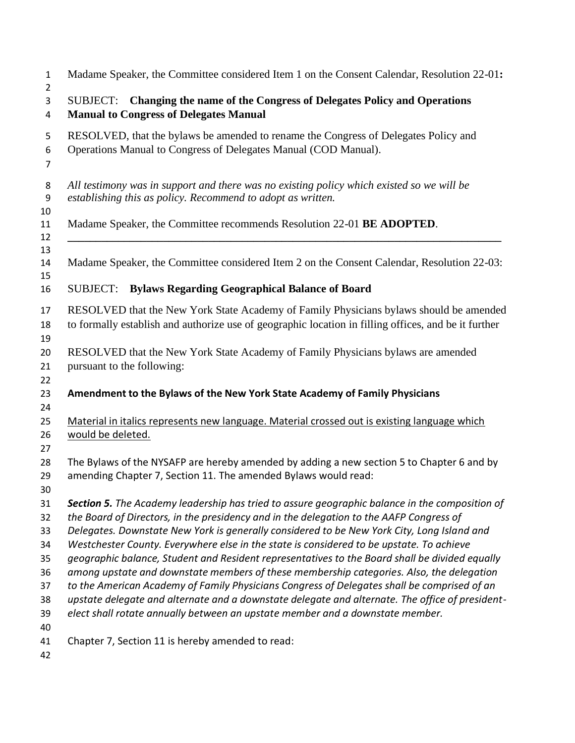Madame Speaker, the Committee considered Item 1 on the Consent Calendar, Resolution 22-01**:**

SUBJECT: **Changing the name of the Congress of Delegates Policy and Operations Manual to Congress of Delegates Manual**

RESOLVED, that the bylaws be amended to rename the Congress of Delegates Policy and Operations Manual to Congress of Delegates Manual (COD Manual).

*All testimony was in support and there was no existing policy which existed so we will be establishing this as policy. Recommend to adopt as written.*

Madame Speaker, the Committee recommends Resolution 22-01 **BE ADOPTED**.

---

Madame Speaker, the Committee considered Item 2 on the Consent Calendar, Resolution 22-03:

SUBJECT: **Bylaws Regarding Geographical Balance of Board**

RESOLVED that the New York State Academy of Family Physicians bylaws should be amended to formally establish and authorize use of geographic location in filling offices, and be it further

RESOLVED that the New York State Academy of Family Physicians bylaws are amended pursuant to the following:

**Amendment to the Bylaws of the New York State Academy of Family Physicians**

Material in italics represents new language. Material crossed out is existing language which would be deleted.

The Bylaws of the NYSAFP are hereby amended by adding a new section 5 to Chapter 6 and by amending Chapter 7, Section 11. The amended Bylaws would read:

***Section 5.*** *The Academy leadership has tried to assure geographic balance in the composition of the Board of Directors, in the presidency and in the delegation to the AAFP Congress of Delegates. Downstate New York is generally considered to be New York City, Long Island and Westchester County. Everywhere else in the state is considered to be upstate. To achieve geographic balance, Student and Resident representatives to the Board shall be divided equally among upstate and downstate members of these membership categories. Also, the delegation to the American Academy of Family Physicians Congress of Delegates shall be comprised of an upstate delegate and alternate and a downstate delegate and alternate. The office of president-elect shall rotate annually between an upstate member and a downstate member.*

Chapter 7, Section 11 is hereby amended to read: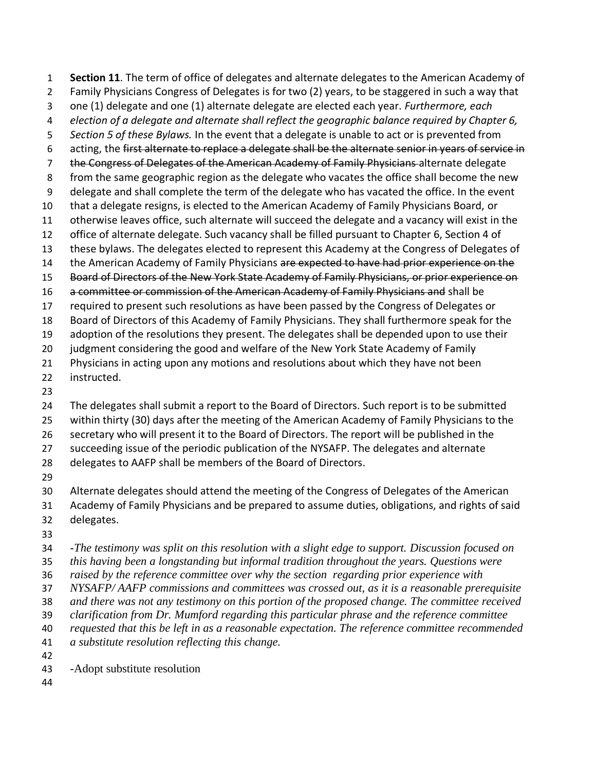**Section 11**. The term of office of delegates and alternate delegates to the American Academy of Family Physicians Congress of Delegates is for two (2) years, to be staggered in such a way that one (1) delegate and one (1) alternate delegate are elected each year. *Furthermore, each election of a delegate and alternate shall reflect the geographic balance required by Chapter 6, Section 5 of these Bylaws.* In the event that a delegate is unable to act or is prevented from acting, the ~~first alternate to replace a delegate shall be the alternate senior in years of service in the Congress of Delegates of the American Academy of Family Physicians~~ alternate delegate from the same geographic region as the delegate who vacates the office shall become the new delegate and shall complete the term of the delegate who has vacated the office. In the event that a delegate resigns, is elected to the American Academy of Family Physicians Board, or otherwise leaves office, such alternate will succeed the delegate and a vacancy will exist in the office of alternate delegate. Such vacancy shall be filled pursuant to Chapter 6, Section 4 of these bylaws. The delegates elected to represent this Academy at the Congress of Delegates of the American Academy of Family Physicians ~~are expected to have had prior experience on the Board of Directors of the New York State Academy of Family Physicians, or prior experience on a committee or commission of the American Academy of Family Physicians and~~ shall be required to present such resolutions as have been passed by the Congress of Delegates or Board of Directors of this Academy of Family Physicians. They shall furthermore speak for the adoption of the resolutions they present. The delegates shall be depended upon to use their judgment considering the good and welfare of the New York State Academy of Family Physicians in acting upon any motions and resolutions about which they have not been instructed.

The delegates shall submit a report to the Board of Directors. Such report is to be submitted within thirty (30) days after the meeting of the American Academy of Family Physicians to the secretary who will present it to the Board of Directors. The report will be published in the succeeding issue of the periodic publication of the NYSAFP. The delegates and alternate delegates to AAFP shall be members of the Board of Directors.

Alternate delegates should attend the meeting of the Congress of Delegates of the American Academy of Family Physicians and be prepared to assume duties, obligations, and rights of said delegates.

-*The testimony was split on this resolution with a slight edge to support. Discussion focused on this having been a longstanding but informal tradition throughout the years. Questions were raised by the reference committee over why the section regarding prior experience with NYSAFP/ AAFP commissions and committees was crossed out, as it is a reasonable prerequisite and there was not any testimony on this portion of the proposed change. The committee received clarification from Dr. Mumford regarding this particular phrase and the reference committee requested that this be left in as a reasonable expectation. The reference committee recommended a substitute resolution reflecting this change.*

-Adopt substitute resolution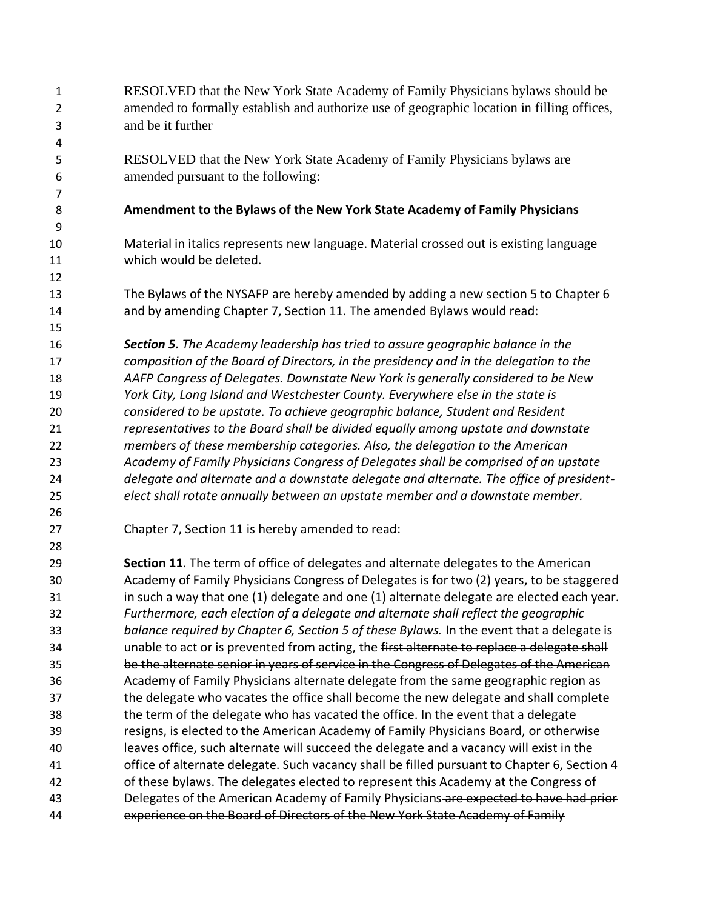RESOLVED that the New York State Academy of Family Physicians bylaws should be amended to formally establish and authorize use of geographic location in filling offices, and be it further

RESOLVED that the New York State Academy of Family Physicians bylaws are amended pursuant to the following:

**Amendment to the Bylaws of the New York State Academy of Family Physicians**

<u>Material in italics represents new language. Material crossed out is existing language which would be deleted.</u>

The Bylaws of the NYSAFP are hereby amended by adding a new section 5 to Chapter 6 and by amending Chapter 7, Section 11. The amended Bylaws would read:

***Section 5.*** *The Academy leadership has tried to assure geographic balance in the composition of the Board of Directors, in the presidency and in the delegation to the AAFP Congress of Delegates. Downstate New York is generally considered to be New York City, Long Island and Westchester County. Everywhere else in the state is considered to be upstate. To achieve geographic balance, Student and Resident representatives to the Board shall be divided equally among upstate and downstate members of these membership categories. Also, the delegation to the American Academy of Family Physicians Congress of Delegates shall be comprised of an upstate delegate and alternate and a downstate delegate and alternate. The office of president-elect shall rotate annually between an upstate member and a downstate member.*

Chapter 7, Section 11 is hereby amended to read:

**Section 11**. The term of office of delegates and alternate delegates to the American Academy of Family Physicians Congress of Delegates is for two (2) years, to be staggered in such a way that one (1) delegate and one (1) alternate delegate are elected each year. *Furthermore, each election of a delegate and alternate shall reflect the geographic balance required by Chapter 6, Section 5 of these Bylaws.* In the event that a delegate is unable to act or is prevented from acting, the ~~first alternate to replace a delegate shall be the alternate senior in years of service in the Congress of Delegates of the American Academy of Family Physicians~~ alternate delegate from the same geographic region as the delegate who vacates the office shall become the new delegate and shall complete the term of the delegate who has vacated the office. In the event that a delegate resigns, is elected to the American Academy of Family Physicians Board, or otherwise leaves office, such alternate will succeed the delegate and a vacancy will exist in the office of alternate delegate. Such vacancy shall be filled pursuant to Chapter 6, Section 4 of these bylaws. The delegates elected to represent this Academy at the Congress of Delegates of the American Academy of Family Physicians ~~are expected to have had prior experience on the Board of Directors of the New York State Academy of Family~~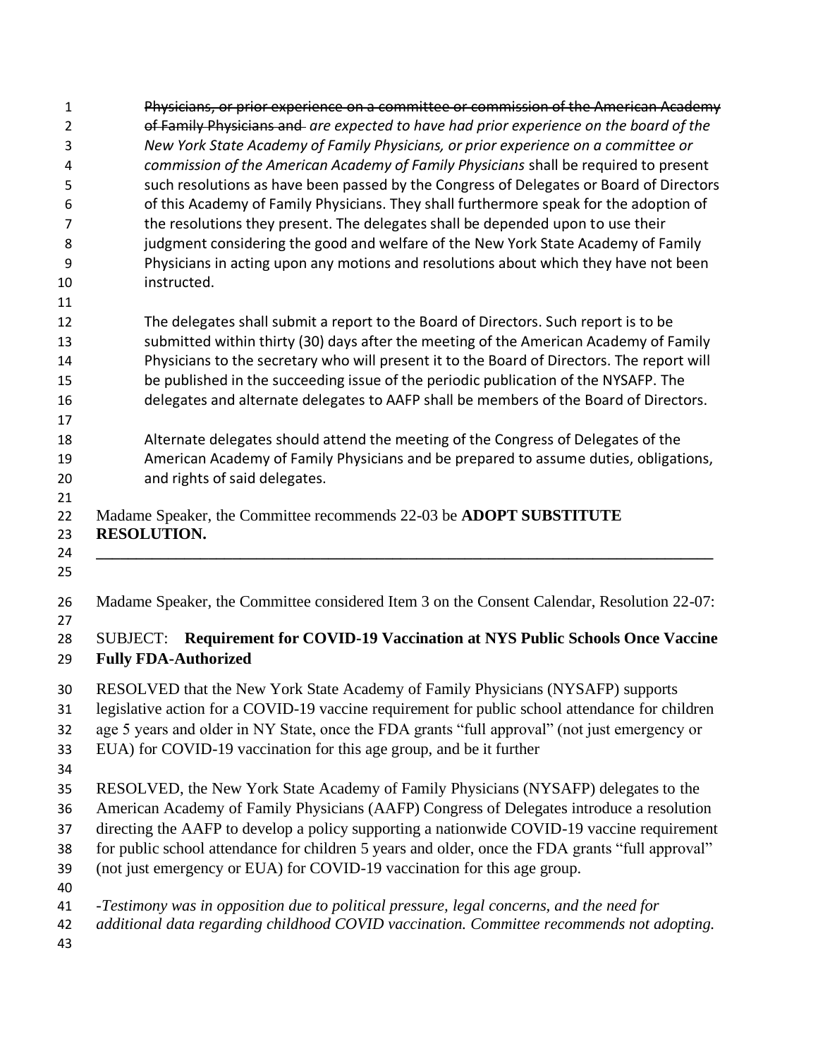~~Physicians, or prior experience on a committee or commission of the American Academy of Family Physicians and~~ *are expected to have had prior experience on the board of the New York State Academy of Family Physicians, or prior experience on a committee or commission of the American Academy of Family Physicians* shall be required to present such resolutions as have been passed by the Congress of Delegates or Board of Directors of this Academy of Family Physicians. They shall furthermore speak for the adoption of the resolutions they present. The delegates shall be depended upon to use their judgment considering the good and welfare of the New York State Academy of Family Physicians in acting upon any motions and resolutions about which they have not been instructed.

The delegates shall submit a report to the Board of Directors. Such report is to be submitted within thirty (30) days after the meeting of the American Academy of Family Physicians to the secretary who will present it to the Board of Directors. The report will be published in the succeeding issue of the periodic publication of the NYSAFP. The delegates and alternate delegates to AAFP shall be members of the Board of Directors.

Alternate delegates should attend the meeting of the Congress of Delegates of the American Academy of Family Physicians and be prepared to assume duties, obligations, and rights of said delegates.

Madame Speaker, the Committee recommends 22-03 be **ADOPT SUBSTITUTE RESOLUTION.**

---

Madame Speaker, the Committee considered Item 3 on the Consent Calendar, Resolution 22-07:

SUBJECT: **Requirement for COVID-19 Vaccination at NYS Public Schools Once Vaccine Fully FDA-Authorized**

RESOLVED that the New York State Academy of Family Physicians (NYSAFP) supports legislative action for a COVID-19 vaccine requirement for public school attendance for children age 5 years and older in NY State, once the FDA grants "full approval" (not just emergency or EUA) for COVID-19 vaccination for this age group, and be it further

RESOLVED, the New York State Academy of Family Physicians (NYSAFP) delegates to the American Academy of Family Physicians (AAFP) Congress of Delegates introduce a resolution directing the AAFP to develop a policy supporting a nationwide COVID-19 vaccine requirement for public school attendance for children 5 years and older, once the FDA grants "full approval" (not just emergency or EUA) for COVID-19 vaccination for this age group.

*-Testimony was in opposition due to political pressure, legal concerns, and the need for additional data regarding childhood COVID vaccination. Committee recommends not adopting.*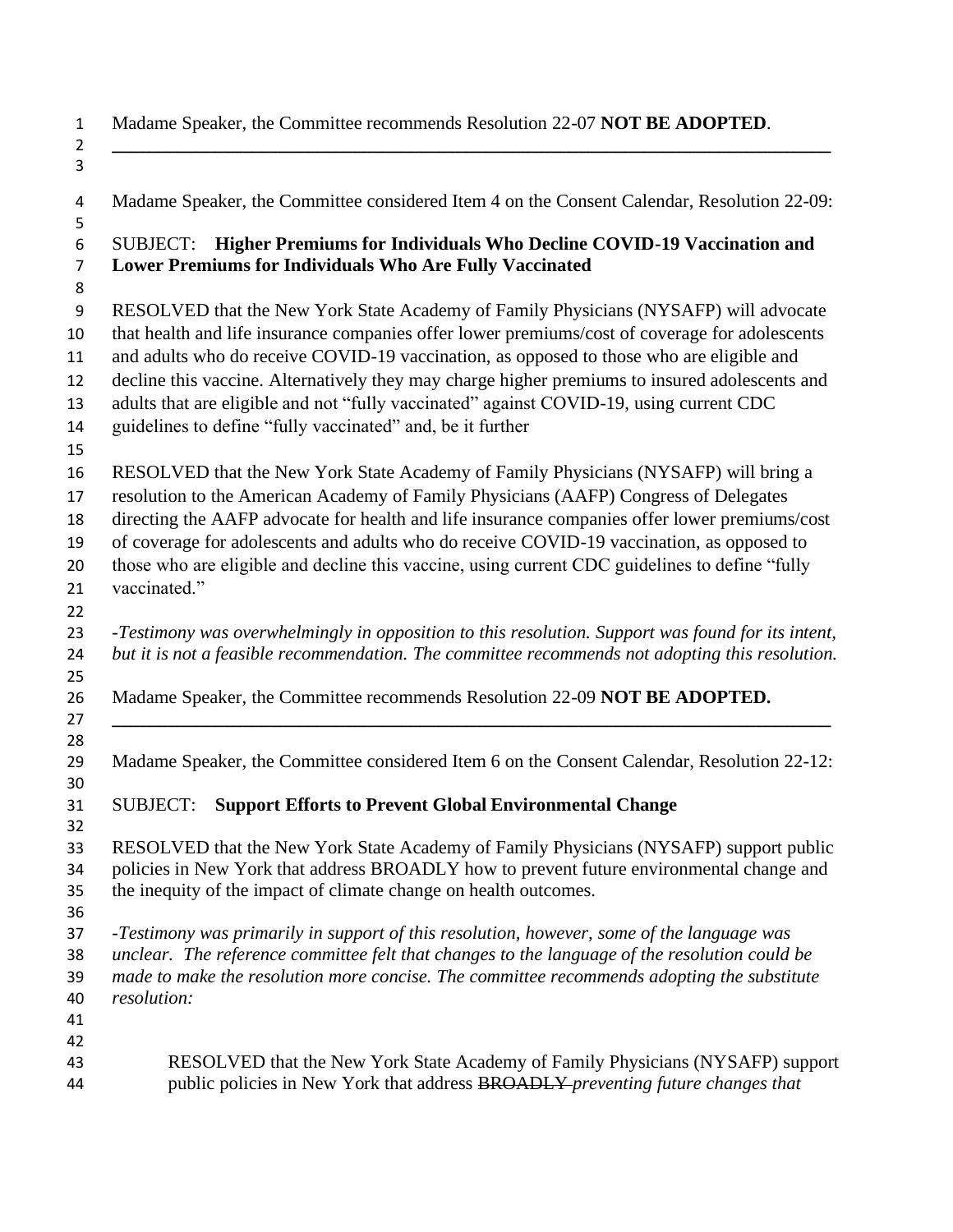Madame Speaker, the Committee recommends Resolution 22-07 **NOT BE ADOPTED**.

---

Madame Speaker, the Committee considered Item 4 on the Consent Calendar, Resolution 22-09:

SUBJECT: **Higher Premiums for Individuals Who Decline COVID-19 Vaccination and Lower Premiums for Individuals Who Are Fully Vaccinated**

RESOLVED that the New York State Academy of Family Physicians (NYSAFP) will advocate that health and life insurance companies offer lower premiums/cost of coverage for adolescents and adults who do receive COVID-19 vaccination, as opposed to those who are eligible and decline this vaccine. Alternatively they may charge higher premiums to insured adolescents and adults that are eligible and not "fully vaccinated" against COVID-19, using current CDC guidelines to define "fully vaccinated" and, be it further

RESOLVED that the New York State Academy of Family Physicians (NYSAFP) will bring a resolution to the American Academy of Family Physicians (AAFP) Congress of Delegates directing the AAFP advocate for health and life insurance companies offer lower premiums/cost of coverage for adolescents and adults who do receive COVID-19 vaccination, as opposed to those who are eligible and decline this vaccine, using current CDC guidelines to define "fully vaccinated."

*-Testimony was overwhelmingly in opposition to this resolution. Support was found for its intent, but it is not a feasible recommendation. The committee recommends not adopting this resolution.*

Madame Speaker, the Committee recommends Resolution 22-09 **NOT BE ADOPTED.**

---

Madame Speaker, the Committee considered Item 6 on the Consent Calendar, Resolution 22-12:

SUBJECT: **Support Efforts to Prevent Global Environmental Change**

RESOLVED that the New York State Academy of Family Physicians (NYSAFP) support public policies in New York that address BROADLY how to prevent future environmental change and the inequity of the impact of climate change on health outcomes.

*-Testimony was primarily in support of this resolution, however, some of the language was unclear. The reference committee felt that changes to the language of the resolution could be made to make the resolution more concise. The committee recommends adopting the substitute resolution:*

> RESOLVED that the New York State Academy of Family Physicians (NYSAFP) support public policies in New York that address ~~BROADLY~~ *preventing future changes that*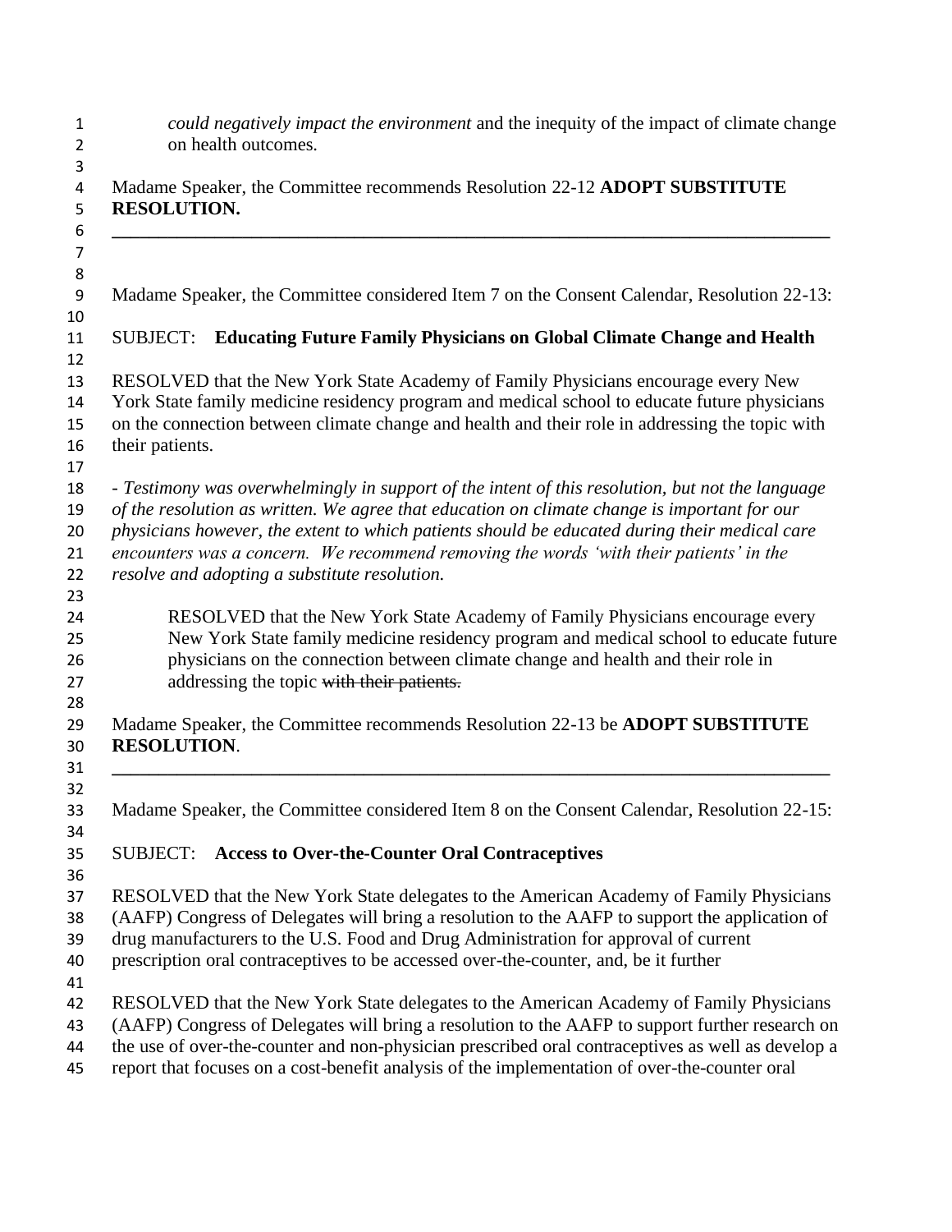*could negatively impact the environment* and the inequity of the impact of climate change on health outcomes.

Madame Speaker, the Committee recommends Resolution 22-12 **ADOPT SUBSTITUTE RESOLUTION.**

---

Madame Speaker, the Committee considered Item 7 on the Consent Calendar, Resolution 22-13:

SUBJECT: **Educating Future Family Physicians on Global Climate Change and Health**

RESOLVED that the New York State Academy of Family Physicians encourage every New York State family medicine residency program and medical school to educate future physicians on the connection between climate change and health and their role in addressing the topic with their patients.

*- Testimony was overwhelmingly in support of the intent of this resolution, but not the language of the resolution as written. We agree that education on climate change is important for our physicians however, the extent to which patients should be educated during their medical care encounters was a concern. We recommend removing the words 'with their patients' in the resolve and adopting a substitute resolution.*

> RESOLVED that the New York State Academy of Family Physicians encourage every New York State family medicine residency program and medical school to educate future physicians on the connection between climate change and health and their role in addressing the topic ~~with their patients.~~

Madame Speaker, the Committee recommends Resolution 22-13 be **ADOPT SUBSTITUTE RESOLUTION**.

---

Madame Speaker, the Committee considered Item 8 on the Consent Calendar, Resolution 22-15:

SUBJECT: **Access to Over-the-Counter Oral Contraceptives**

RESOLVED that the New York State delegates to the American Academy of Family Physicians (AAFP) Congress of Delegates will bring a resolution to the AAFP to support the application of drug manufacturers to the U.S. Food and Drug Administration for approval of current prescription oral contraceptives to be accessed over-the-counter, and, be it further

RESOLVED that the New York State delegates to the American Academy of Family Physicians (AAFP) Congress of Delegates will bring a resolution to the AAFP to support further research on the use of over-the-counter and non-physician prescribed oral contraceptives as well as develop a report that focuses on a cost-benefit analysis of the implementation of over-the-counter oral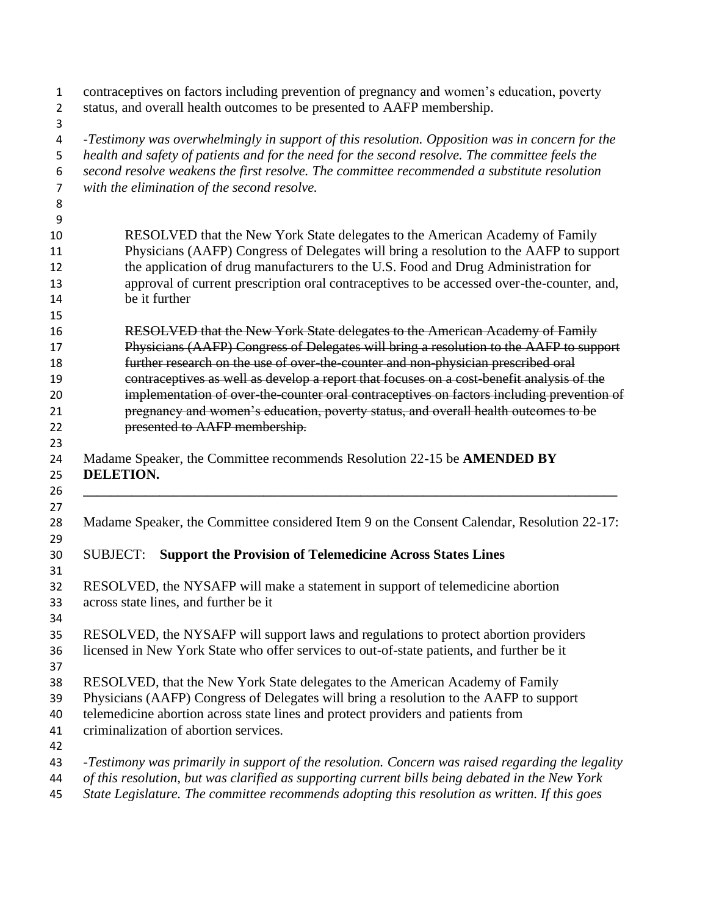contraceptives on factors including prevention of pregnancy and women's education, poverty status, and overall health outcomes to be presented to AAFP membership.

*-Testimony was overwhelmingly in support of this resolution. Opposition was in concern for the health and safety of patients and for the need for the second resolve. The committee feels the second resolve weakens the first resolve. The committee recommended a substitute resolution with the elimination of the second resolve.*

> RESOLVED that the New York State delegates to the American Academy of Family Physicians (AAFP) Congress of Delegates will bring a resolution to the AAFP to support the application of drug manufacturers to the U.S. Food and Drug Administration for approval of current prescription oral contraceptives to be accessed over-the-counter, and, be it further
>
> ~~RESOLVED that the New York State delegates to the American Academy of Family Physicians (AAFP) Congress of Delegates will bring a resolution to the AAFP to support further research on the use of over-the-counter and non-physician prescribed oral contraceptives as well as develop a report that focuses on a cost-benefit analysis of the implementation of over-the-counter oral contraceptives on factors including prevention of pregnancy and women's education, poverty status, and overall health outcomes to be presented to AAFP membership.~~

Madame Speaker, the Committee recommends Resolution 22-15 be **AMENDED BY DELETION.**

---

Madame Speaker, the Committee considered Item 9 on the Consent Calendar, Resolution 22-17:

SUBJECT: **Support the Provision of Telemedicine Across States Lines**

RESOLVED, the NYSAFP will make a statement in support of telemedicine abortion across state lines, and further be it

RESOLVED, the NYSAFP will support laws and regulations to protect abortion providers licensed in New York State who offer services to out-of-state patients, and further be it

RESOLVED, that the New York State delegates to the American Academy of Family Physicians (AAFP) Congress of Delegates will bring a resolution to the AAFP to support telemedicine abortion across state lines and protect providers and patients from criminalization of abortion services.

*-Testimony was primarily in support of the resolution. Concern was raised regarding the legality of this resolution, but was clarified as supporting current bills being debated in the New York State Legislature. The committee recommends adopting this resolution as written. If this goes*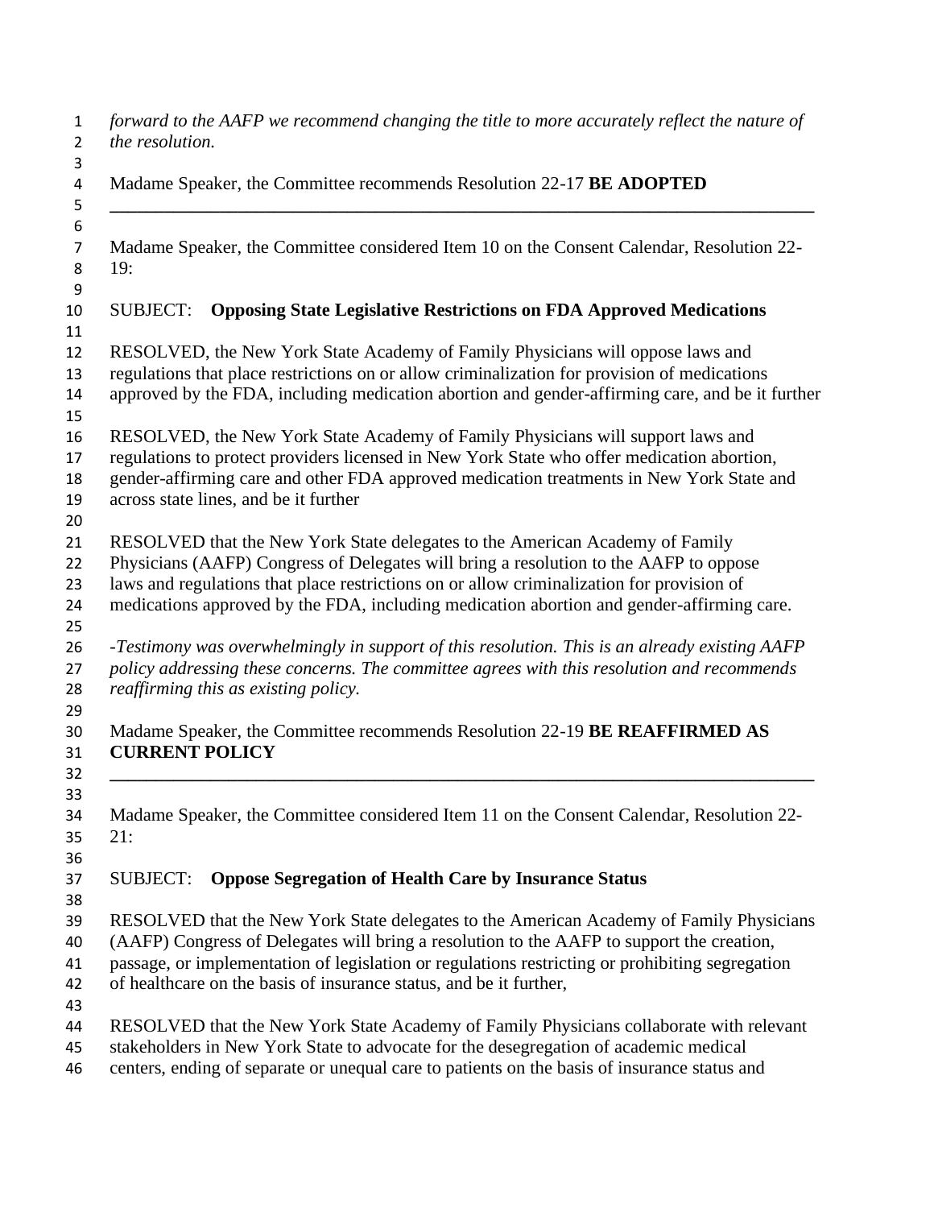*forward to the AAFP we recommend changing the title to more accurately reflect the nature of the resolution.*

Madame Speaker, the Committee recommends Resolution 22-17 **BE ADOPTED**

---

Madame Speaker, the Committee considered Item 10 on the Consent Calendar, Resolution 22-19:

SUBJECT: **Opposing State Legislative Restrictions on FDA Approved Medications**

RESOLVED, the New York State Academy of Family Physicians will oppose laws and regulations that place restrictions on or allow criminalization for provision of medications approved by the FDA, including medication abortion and gender-affirming care, and be it further

RESOLVED, the New York State Academy of Family Physicians will support laws and regulations to protect providers licensed in New York State who offer medication abortion, gender-affirming care and other FDA approved medication treatments in New York State and across state lines, and be it further

RESOLVED that the New York State delegates to the American Academy of Family Physicians (AAFP) Congress of Delegates will bring a resolution to the AAFP to oppose laws and regulations that place restrictions on or allow criminalization for provision of medications approved by the FDA, including medication abortion and gender-affirming care.

*-Testimony was overwhelmingly in support of this resolution. This is an already existing AAFP policy addressing these concerns. The committee agrees with this resolution and recommends reaffirming this as existing policy.*

Madame Speaker, the Committee recommends Resolution 22-19 **BE REAFFIRMED AS CURRENT POLICY**

---

Madame Speaker, the Committee considered Item 11 on the Consent Calendar, Resolution 22-21:

SUBJECT: **Oppose Segregation of Health Care by Insurance Status**

RESOLVED that the New York State delegates to the American Academy of Family Physicians (AAFP) Congress of Delegates will bring a resolution to the AAFP to support the creation, passage, or implementation of legislation or regulations restricting or prohibiting segregation of healthcare on the basis of insurance status, and be it further,

RESOLVED that the New York State Academy of Family Physicians collaborate with relevant stakeholders in New York State to advocate for the desegregation of academic medical centers, ending of separate or unequal care to patients on the basis of insurance status and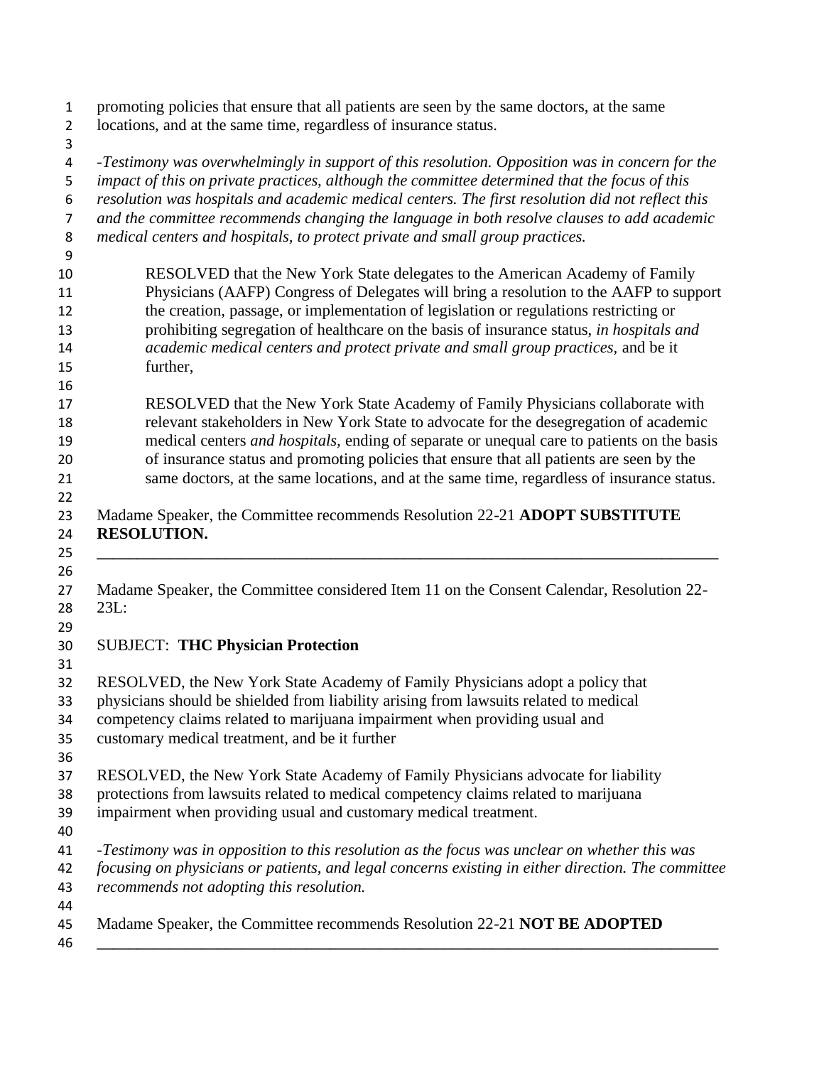promoting policies that ensure that all patients are seen by the same doctors, at the same locations, and at the same time, regardless of insurance status.

*-Testimony was overwhelmingly in support of this resolution. Opposition was in concern for the impact of this on private practices, although the committee determined that the focus of this resolution was hospitals and academic medical centers. The first resolution did not reflect this and the committee recommends changing the language in both resolve clauses to add academic medical centers and hospitals, to protect private and small group practices.*

> RESOLVED that the New York State delegates to the American Academy of Family Physicians (AAFP) Congress of Delegates will bring a resolution to the AAFP to support the creation, passage, or implementation of legislation or regulations restricting or prohibiting segregation of healthcare on the basis of insurance status, *in hospitals and academic medical centers and protect private and small group practices*, and be it further,
>
> RESOLVED that the New York State Academy of Family Physicians collaborate with relevant stakeholders in New York State to advocate for the desegregation of academic medical centers *and hospitals*, ending of separate or unequal care to patients on the basis of insurance status and promoting policies that ensure that all patients are seen by the same doctors, at the same locations, and at the same time, regardless of insurance status.

Madame Speaker, the Committee recommends Resolution 22-21 **ADOPT SUBSTITUTE RESOLUTION.**

---

Madame Speaker, the Committee considered Item 11 on the Consent Calendar, Resolution 22-23L:

SUBJECT: **THC Physician Protection**

RESOLVED, the New York State Academy of Family Physicians adopt a policy that physicians should be shielded from liability arising from lawsuits related to medical competency claims related to marijuana impairment when providing usual and customary medical treatment, and be it further

RESOLVED, the New York State Academy of Family Physicians advocate for liability protections from lawsuits related to medical competency claims related to marijuana impairment when providing usual and customary medical treatment.

*-Testimony was in opposition to this resolution as the focus was unclear on whether this was focusing on physicians or patients, and legal concerns existing in either direction. The committee recommends not adopting this resolution.*

Madame Speaker, the Committee recommends Resolution 22-21 **NOT BE ADOPTED**

---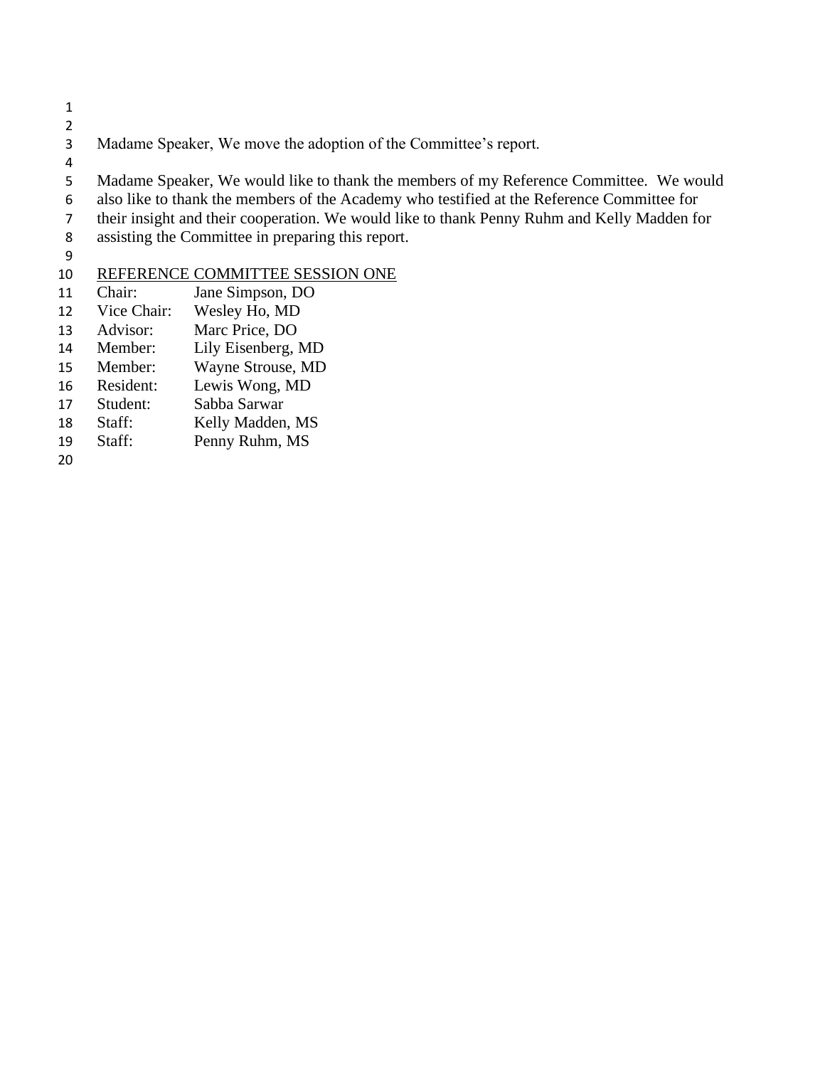Madame Speaker, We move the adoption of the Committee's report.

Madame Speaker, We would like to thank the members of my Reference Committee. We would also like to thank the members of the Academy who testified at the Reference Committee for their insight and their cooperation. We would like to thank Penny Ruhm and Kelly Madden for assisting the Committee in preparing this report.

<u>REFERENCE COMMITTEE SESSION ONE</u>

| | |
|---|---|
| Chair: | Jane Simpson, DO |
| Vice Chair: | Wesley Ho, MD |
| Advisor: | Marc Price, DO |
| Member: | Lily Eisenberg, MD |
| Member: | Wayne Strouse, MD |
| Resident: | Lewis Wong, MD |
| Student: | Sabba Sarwar |
| Staff: | Kelly Madden, MS |
| Staff: | Penny Ruhm, MS |